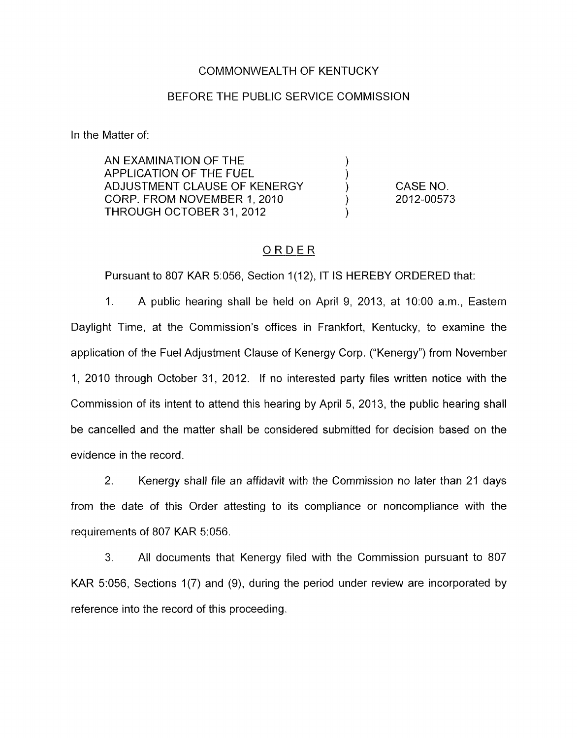COMMONWEALTH OF KENTUCKY

BEFORE THE PUBLIC SERVICE COMMISSION

In the Matter of:

| | | |
|---|---|---|
| AN EXAMINATION OF THE APPLICATION OF THE FUEL ADJUSTMENT CLAUSE OF KENERGY CORP. FROM NOVEMBER 1, 2010 THROUGH OCTOBER 31, 2012 | ) | CASE NO. 2012-00573 |

## ORDER

Pursuant to 807 KAR 5:056, Section 1(12), IT IS HEREBY ORDERED that:

1. A public hearing shall be held on April 9, 2013, at 10:00 a.m., Eastern Daylight Time, at the Commission's offices in Frankfort, Kentucky, to examine the application of the Fuel Adjustment Clause of Kenergy Corp. ("Kenergy") from November 1, 2010 through October 31, 2012. If no interested party files written notice with the Commission of its intent to attend this hearing by April 5, 2013, the public hearing shall be cancelled and the matter shall be considered submitted for decision based on the evidence in the record.

2. Kenergy shall file an affidavit with the Commission no later than 21 days from the date of this Order attesting to its compliance or noncompliance with the requirements of 807 KAR 5:056.

3. All documents that Kenergy filed with the Commission pursuant to 807 KAR 5:056, Sections 1(7) and (9), during the period under review are incorporated by reference into the record of this proceeding.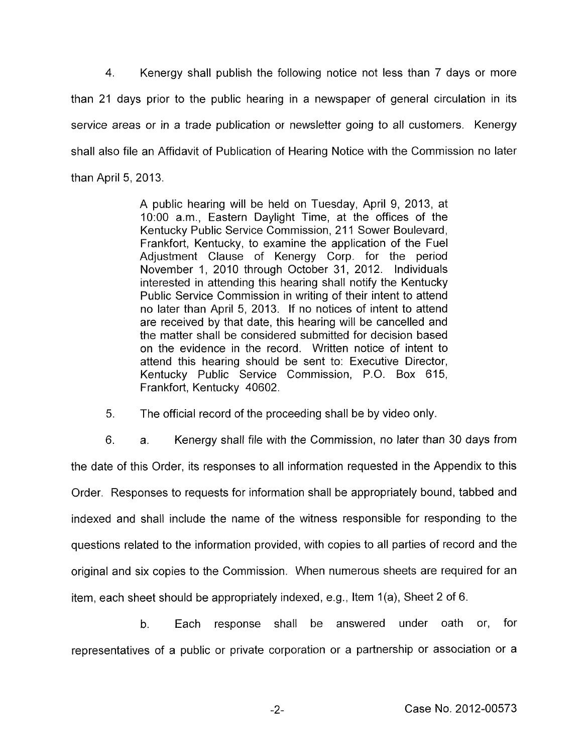4. Kenergy shall publish the following notice not less than 7 days or more than 21 days prior to the public hearing in a newspaper of general circulation in its service areas or in a trade publication or newsletter going to all customers. Kenergy shall also file an Affidavit of Publication of Hearing Notice with the Commission no later than April 5, 2013.

> A public hearing will be held on Tuesday, April 9, 2013, at 10:00 a.m., Eastern Daylight Time, at the offices of the Kentucky Public Service Commission, 211 Sower Boulevard, Frankfort, Kentucky, to examine the application of the Fuel Adjustment Clause of Kenergy Corp. for the period November 1, 2010 through October 31, 2012. Individuals interested in attending this hearing shall notify the Kentucky Public Service Commission in writing of their intent to attend no later than April 5, 2013. If no notices of intent to attend are received by that date, this hearing will be cancelled and the matter shall be considered submitted for decision based on the evidence in the record. Written notice of intent to attend this hearing should be sent to: Executive Director, Kentucky Public Service Commission, P.O. Box 615, Frankfort, Kentucky 40602.

5. The official record of the proceeding shall be by video only.

6. a. Kenergy shall file with the Commission, no later than 30 days from the date of this Order, its responses to all information requested in the Appendix to this Order. Responses to requests for information shall be appropriately bound, tabbed and indexed and shall include the name of the witness responsible for responding to the questions related to the information provided, with copies to all parties of record and the original and six copies to the Commission. When numerous sheets are required for an item, each sheet should be appropriately indexed, e.g., Item 1(a), Sheet 2 of 6.

b. Each response shall be answered under oath or, for representatives of a public or private corporation or a partnership or association or a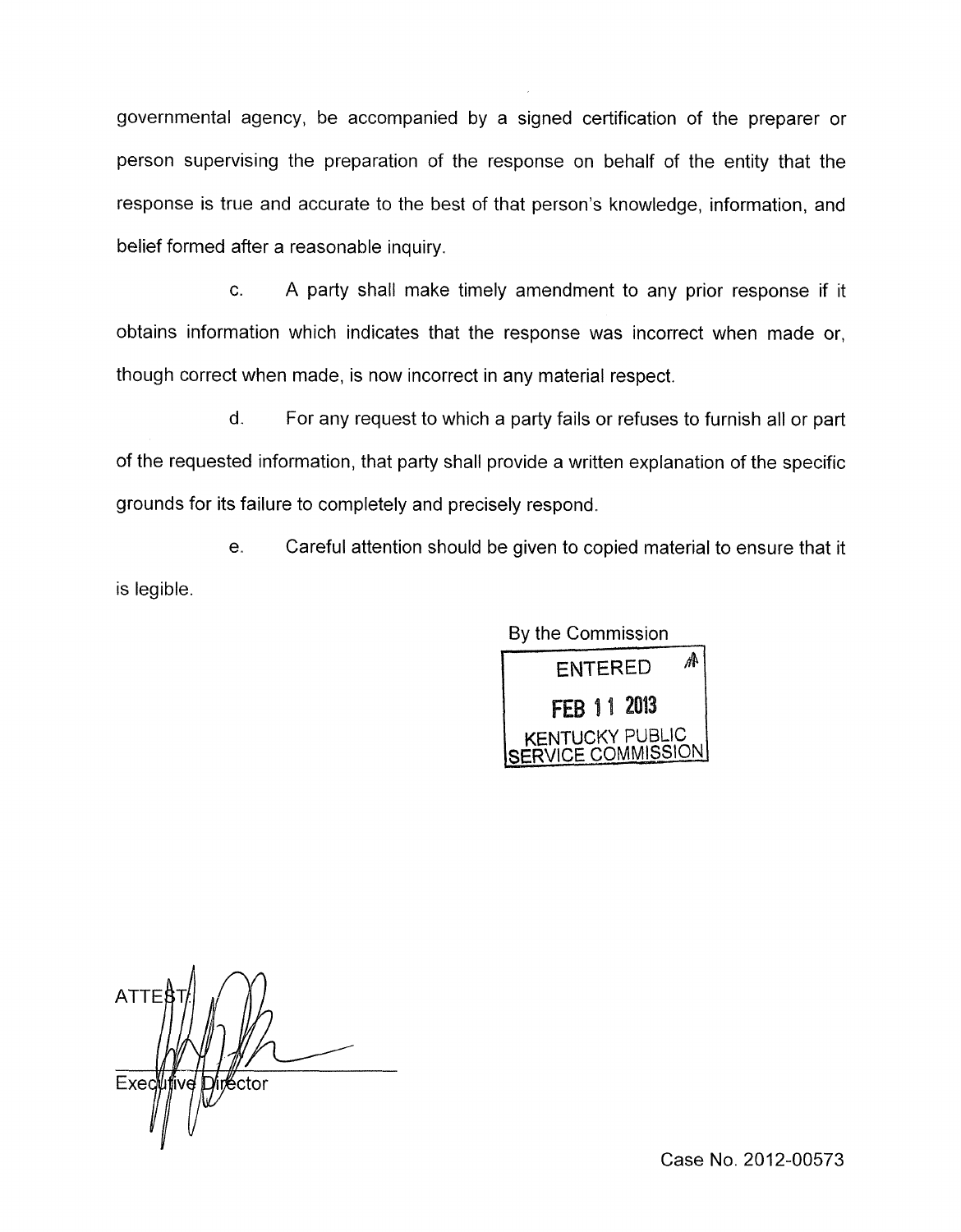governmental agency, be accompanied by a signed certification of the preparer or person supervising the preparation of the response on behalf of the entity that the response is true and accurate to the best of that person's knowledge, information, and belief formed after a reasonable inquiry.

c. A party shall make timely amendment to any prior response if it obtains information which indicates that the response was incorrect when made or, though correct when made, is now incorrect in any material respect.

d. For any request to which a party fails or refuses to furnish all or part of the requested information, that party shall provide a written explanation of the specific grounds for its failure to completely and precisely respond.

e. Careful attention should be given to copied material to ensure that it is legible.

By the Commission

ENTERED

FEB 11 2013

KENTUCKY PUBLIC SERVICE COMMISSION

ATTEST:

Executive Director

Case No. 2012-00573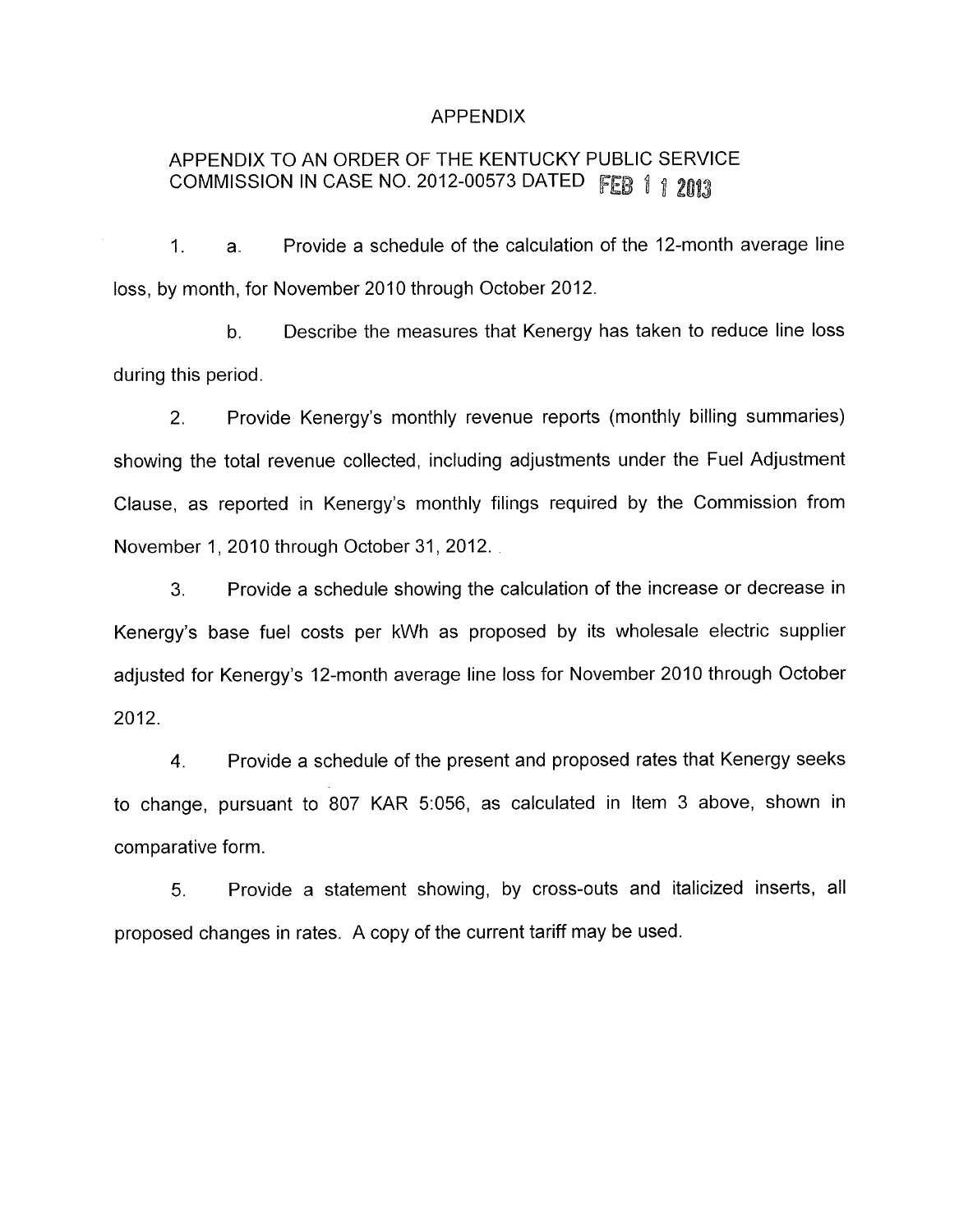# APPENDIX

## APPENDIX TO AN ORDER OF THE KENTUCKY PUBLIC SERVICE COMMISSION IN CASE NO. 2012-00573 DATED FEB 11 2013

1. a. Provide a schedule of the calculation of the 12-month average line loss, by month, for November 2010 through October 2012.

   b. Describe the measures that Kenergy has taken to reduce line loss during this period.

2. Provide Kenergy's monthly revenue reports (monthly billing summaries) showing the total revenue collected, including adjustments under the Fuel Adjustment Clause, as reported in Kenergy's monthly filings required by the Commission from November 1, 2010 through October 31, 2012.

3. Provide a schedule showing the calculation of the increase or decrease in Kenergy's base fuel costs per kWh as proposed by its wholesale electric supplier adjusted for Kenergy's 12-month average line loss for November 2010 through October 2012.

4. Provide a schedule of the present and proposed rates that Kenergy seeks to change, pursuant to 807 KAR 5:056, as calculated in Item 3 above, shown in comparative form.

5. Provide a statement showing, by cross-outs and italicized inserts, all proposed changes in rates. A copy of the current tariff may be used.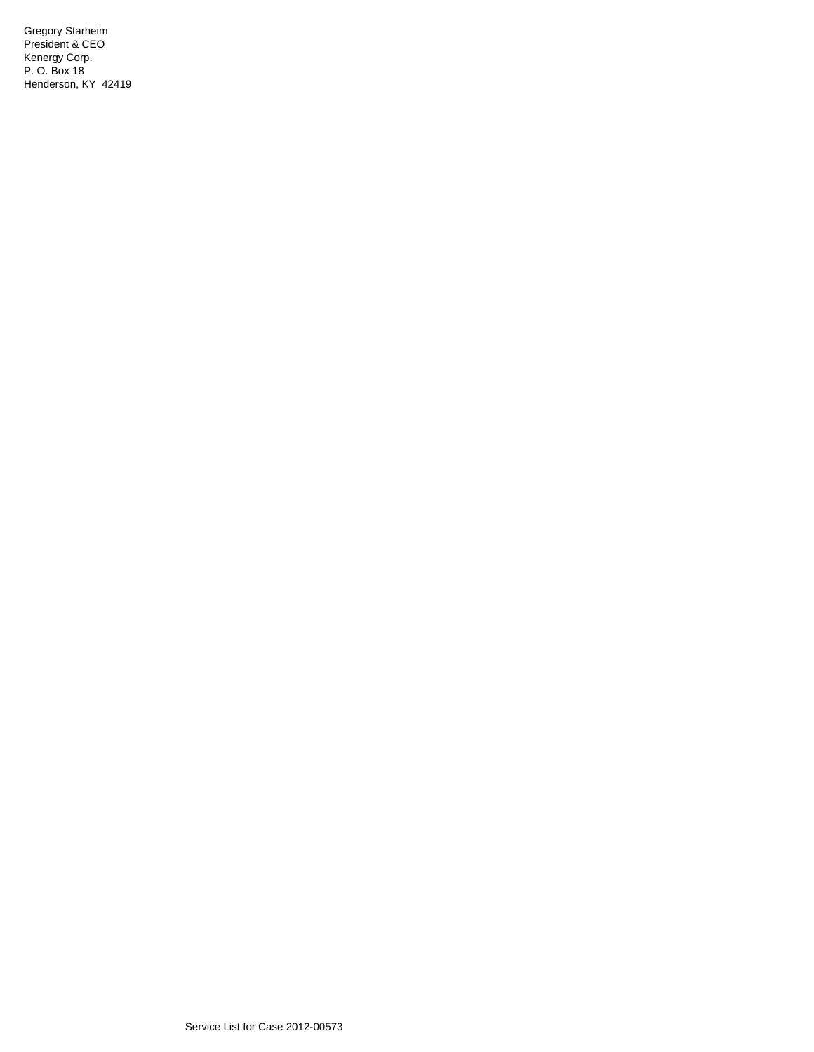Gregory Starheim
President & CEO
Kenergy Corp.
P. O. Box 18
Henderson, KY 42419